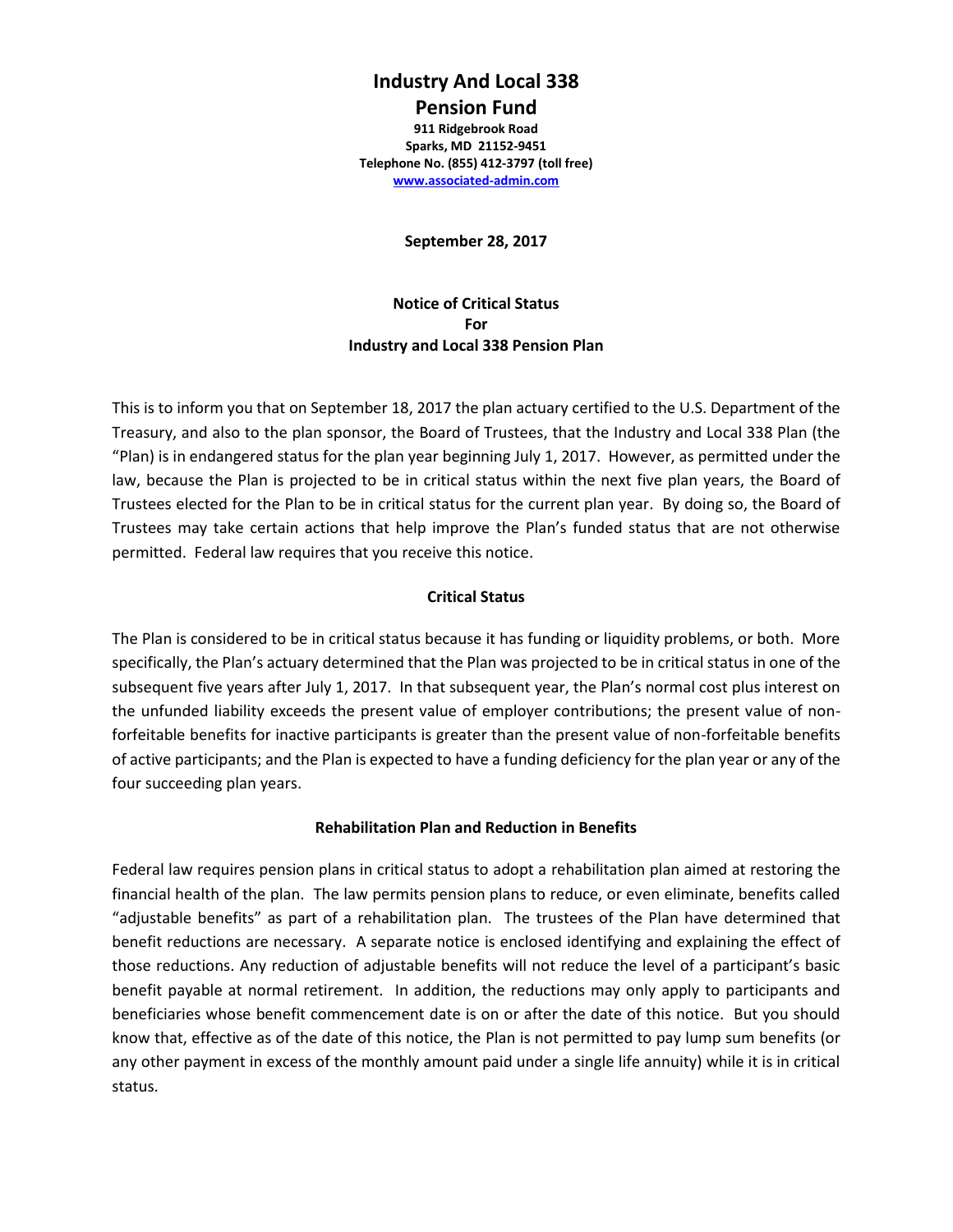# Industry And Local 338

# Pension Fund

**911 Ridgebrook Road**
**Sparks, MD 21152-9451**
**Telephone No. (855) 412-3797 (toll free)**
**www.associated-admin.com**

**September 28, 2017**

## Notice of Critical Status For Industry and Local 338 Pension Plan

This is to inform you that on September 18, 2017 the plan actuary certified to the U.S. Department of the Treasury, and also to the plan sponsor, the Board of Trustees, that the Industry and Local 338 Plan (the "Plan) is in endangered status for the plan year beginning July 1, 2017. However, as permitted under the law, because the Plan is projected to be in critical status within the next five plan years, the Board of Trustees elected for the Plan to be in critical status for the current plan year. By doing so, the Board of Trustees may take certain actions that help improve the Plan's funded status that are not otherwise permitted. Federal law requires that you receive this notice.

### Critical Status

The Plan is considered to be in critical status because it has funding or liquidity problems, or both. More specifically, the Plan's actuary determined that the Plan was projected to be in critical status in one of the subsequent five years after July 1, 2017. In that subsequent year, the Plan's normal cost plus interest on the unfunded liability exceeds the present value of employer contributions; the present value of non-forfeitable benefits for inactive participants is greater than the present value of non-forfeitable benefits of active participants; and the Plan is expected to have a funding deficiency for the plan year or any of the four succeeding plan years.

### Rehabilitation Plan and Reduction in Benefits

Federal law requires pension plans in critical status to adopt a rehabilitation plan aimed at restoring the financial health of the plan. The law permits pension plans to reduce, or even eliminate, benefits called "adjustable benefits" as part of a rehabilitation plan. The trustees of the Plan have determined that benefit reductions are necessary. A separate notice is enclosed identifying and explaining the effect of those reductions. Any reduction of adjustable benefits will not reduce the level of a participant's basic benefit payable at normal retirement. In addition, the reductions may only apply to participants and beneficiaries whose benefit commencement date is on or after the date of this notice. But you should know that, effective as of the date of this notice, the Plan is not permitted to pay lump sum benefits (or any other payment in excess of the monthly amount paid under a single life annuity) while it is in critical status.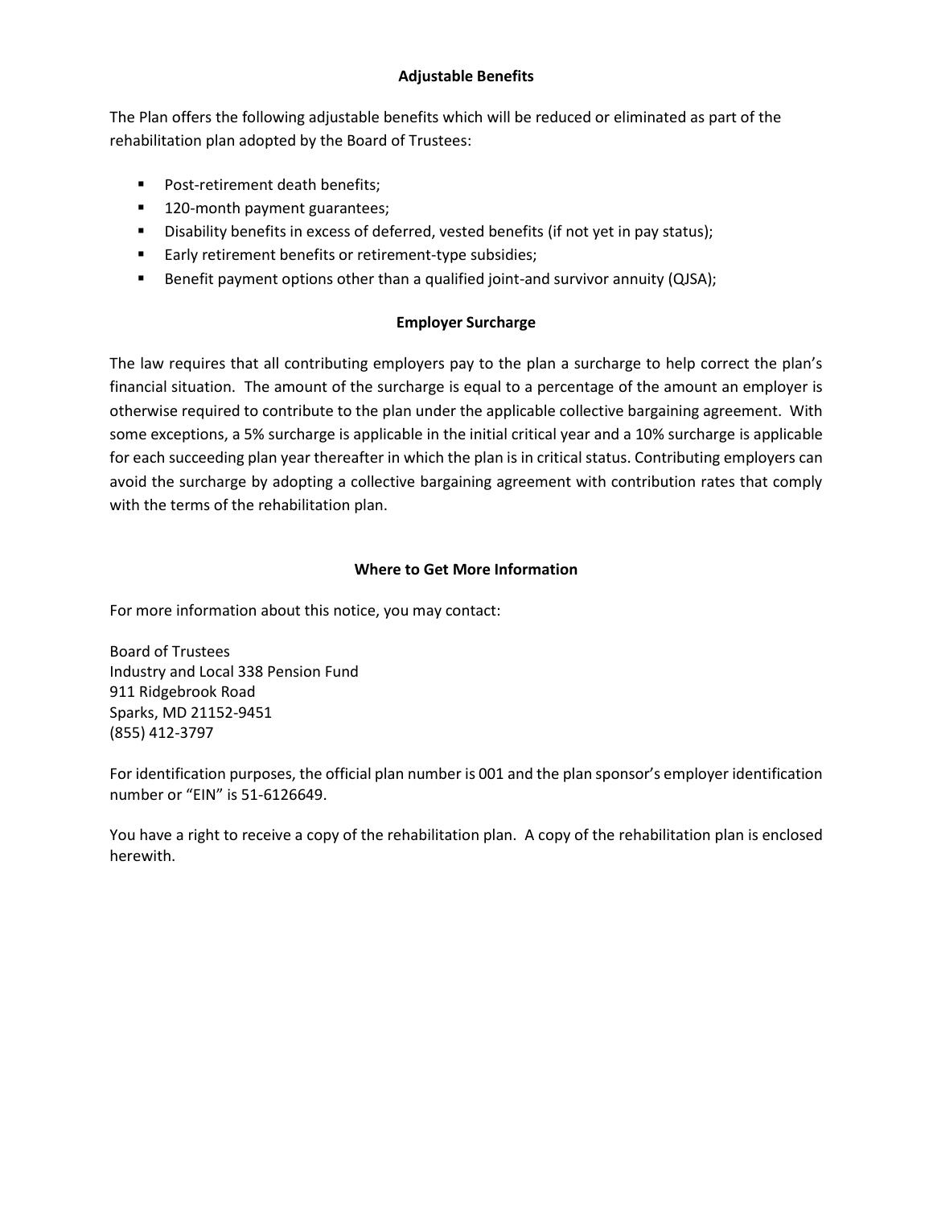## Adjustable Benefits

The Plan offers the following adjustable benefits which will be reduced or eliminated as part of the rehabilitation plan adopted by the Board of Trustees:

- Post-retirement death benefits;
- 120-month payment guarantees;
- Disability benefits in excess of deferred, vested benefits (if not yet in pay status);
- Early retirement benefits or retirement-type subsidies;
- Benefit payment options other than a qualified joint-and survivor annuity (QJSA);

## Employer Surcharge

The law requires that all contributing employers pay to the plan a surcharge to help correct the plan's financial situation. The amount of the surcharge is equal to a percentage of the amount an employer is otherwise required to contribute to the plan under the applicable collective bargaining agreement. With some exceptions, a 5% surcharge is applicable in the initial critical year and a 10% surcharge is applicable for each succeeding plan year thereafter in which the plan is in critical status. Contributing employers can avoid the surcharge by adopting a collective bargaining agreement with contribution rates that comply with the terms of the rehabilitation plan.

## Where to Get More Information

For more information about this notice, you may contact:

Board of Trustees
Industry and Local 338 Pension Fund
911 Ridgebrook Road
Sparks, MD 21152-9451
(855) 412-3797

For identification purposes, the official plan number is 001 and the plan sponsor's employer identification number or "EIN" is 51-6126649.

You have a right to receive a copy of the rehabilitation plan. A copy of the rehabilitation plan is enclosed herewith.